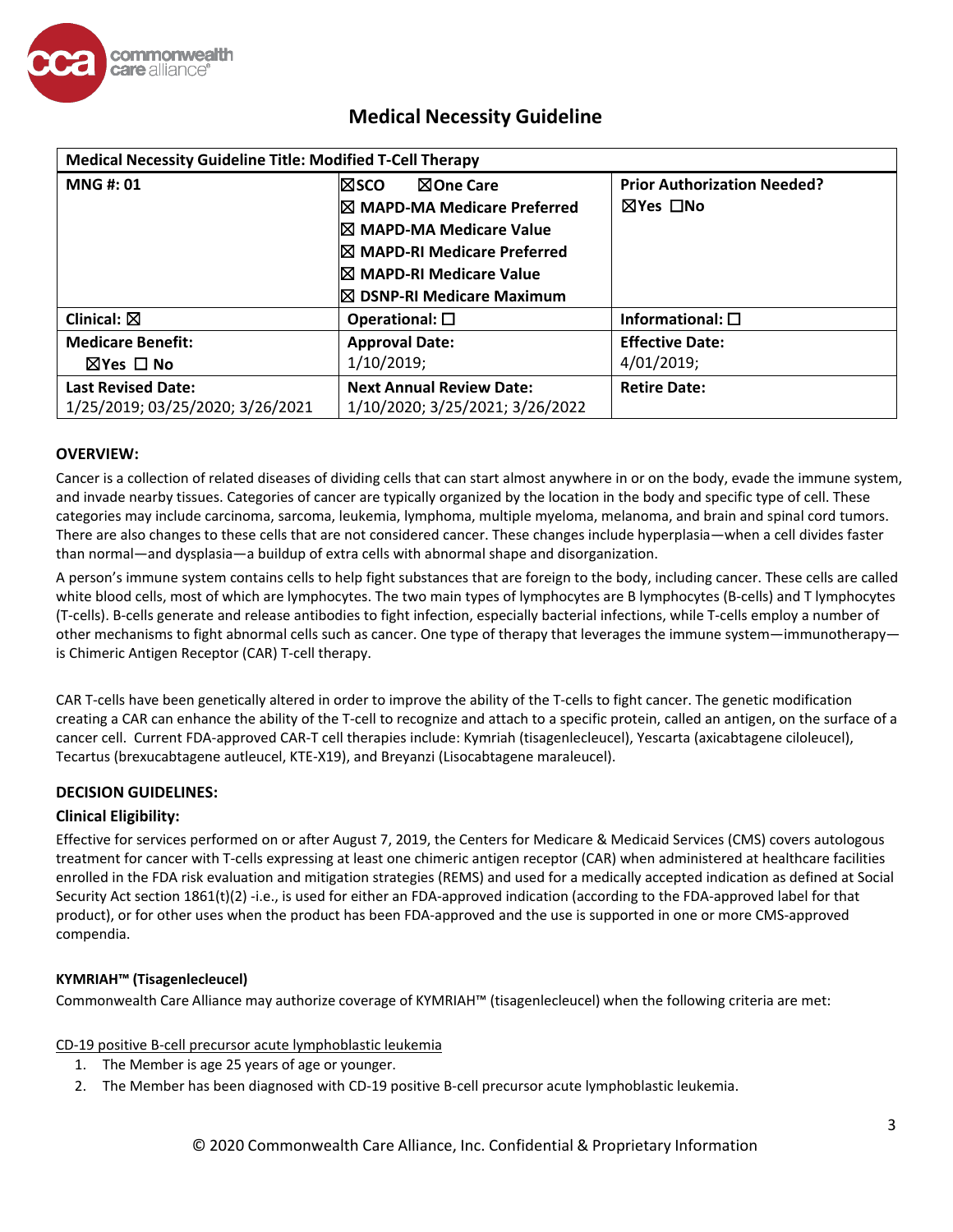# Medical Necessity Guideline

| Medical Necessity Guideline Title: Modified T-Cell Therapy | | |
|---|---|---|
| **MNG #: 01** | ☒**SCO** ☒**One Care**<br>☒ **MAPD-MA Medicare Preferred**<br>☒ **MAPD-MA Medicare Value**<br>☒ **MAPD-RI Medicare Preferred**<br>☒ **MAPD-RI Medicare Value**<br>☒ **DSNP-RI Medicare Maximum** | **Prior Authorization Needed?**<br>☒**Yes** ☐**No** |
| **Clinical:** ☒ | **Operational:** ☐ | **Informational:** ☐ |
| **Medicare Benefit:**<br>☒**Yes** ☐ **No** | **Approval Date:**<br>1/10/2019; | **Effective Date:**<br>4/01/2019; |
| **Last Revised Date:**<br>1/25/2019; 03/25/2020; 3/26/2021 | **Next Annual Review Date:**<br>1/10/2020; 3/25/2021; 3/26/2022 | **Retire Date:** |

## OVERVIEW:

Cancer is a collection of related diseases of dividing cells that can start almost anywhere in or on the body, evade the immune system, and invade nearby tissues. Categories of cancer are typically organized by the location in the body and specific type of cell. These categories may include carcinoma, sarcoma, leukemia, lymphoma, multiple myeloma, melanoma, and brain and spinal cord tumors. There are also changes to these cells that are not considered cancer. These changes include hyperplasia—when a cell divides faster than normal—and dysplasia—a buildup of extra cells with abnormal shape and disorganization.

A person's immune system contains cells to help fight substances that are foreign to the body, including cancer. These cells are called white blood cells, most of which are lymphocytes. The two main types of lymphocytes are B lymphocytes (B-cells) and T lymphocytes (T-cells). B-cells generate and release antibodies to fight infection, especially bacterial infections, while T-cells employ a number of other mechanisms to fight abnormal cells such as cancer. One type of therapy that leverages the immune system—immunotherapy—is Chimeric Antigen Receptor (CAR) T-cell therapy.

CAR T-cells have been genetically altered in order to improve the ability of the T-cells to fight cancer. The genetic modification creating a CAR can enhance the ability of the T-cell to recognize and attach to a specific protein, called an antigen, on the surface of a cancer cell. Current FDA-approved CAR-T cell therapies include: Kymriah (tisagenlecleucel), Yescarta (axicabtagene ciloleucel), Tecartus (brexucabtagene autleucel, KTE-X19), and Breyanzi (Lisocabtagene maraleucel).

## DECISION GUIDELINES:

### Clinical Eligibility:

Effective for services performed on or after August 7, 2019, the Centers for Medicare & Medicaid Services (CMS) covers autologous treatment for cancer with T-cells expressing at least one chimeric antigen receptor (CAR) when administered at healthcare facilities enrolled in the FDA risk evaluation and mitigation strategies (REMS) and used for a medically accepted indication as defined at Social Security Act section 1861(t)(2) -i.e., is used for either an FDA-approved indication (according to the FDA-approved label for that product), or for other uses when the product has been FDA-approved and the use is supported in one or more CMS-approved compendia.

#### KYMRIAH™ (Tisagenlecleucel)

Commonwealth Care Alliance may authorize coverage of KYMRIAH™ (tisagenlecleucel) when the following criteria are met:

<u>CD-19 positive B-cell precursor acute lymphoblastic leukemia</u>

1. The Member is age 25 years of age or younger.
2. The Member has been diagnosed with CD-19 positive B-cell precursor acute lymphoblastic leukemia.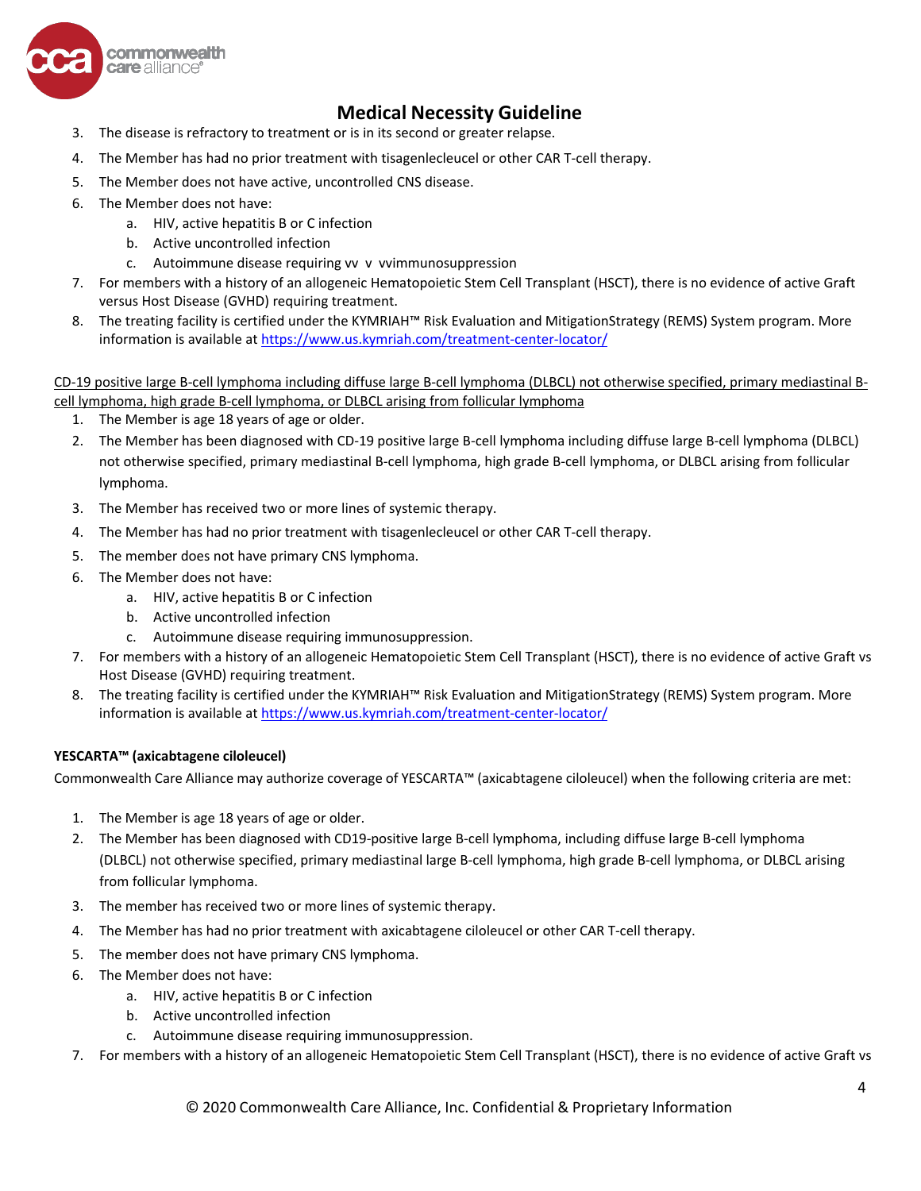3. The disease is refractory to treatment or is in its second or greater relapse.
4. The Member has had no prior treatment with tisagenlecleucel or other CAR T-cell therapy.
5. The Member does not have active, uncontrolled CNS disease.
6. The Member does not have:
   a. HIV, active hepatitis B or C infection
   b. Active uncontrolled infection
   c. Autoimmune disease requiring vv v vvimmunosuppression
7. For members with a history of an allogeneic Hematopoietic Stem Cell Transplant (HSCT), there is no evidence of active Graft versus Host Disease (GVHD) requiring treatment.
8. The treating facility is certified under the KYMRIAH™ Risk Evaluation and MitigationStrategy (REMS) System program. More information is available at [https://www.us.kymriah.com/treatment-center-locator/](https://www.us.kymriah.com/treatment-center-locator/)

<u>CD-19 positive large B-cell lymphoma including diffuse large B-cell lymphoma (DLBCL) not otherwise specified, primary mediastinal B-cell lymphoma, high grade B-cell lymphoma, or DLBCL arising from follicular lymphoma</u>

1. The Member is age 18 years of age or older.
2. The Member has been diagnosed with CD-19 positive large B-cell lymphoma including diffuse large B-cell lymphoma (DLBCL) not otherwise specified, primary mediastinal B-cell lymphoma, high grade B-cell lymphoma, or DLBCL arising from follicular lymphoma.
3. The Member has received two or more lines of systemic therapy.
4. The Member has had no prior treatment with tisagenlecleucel or other CAR T-cell therapy.
5. The member does not have primary CNS lymphoma.
6. The Member does not have:
   a. HIV, active hepatitis B or C infection
   b. Active uncontrolled infection
   c. Autoimmune disease requiring immunosuppression.
7. For members with a history of an allogeneic Hematopoietic Stem Cell Transplant (HSCT), there is no evidence of active Graft vs Host Disease (GVHD) requiring treatment.
8. The treating facility is certified under the KYMRIAH™ Risk Evaluation and MitigationStrategy (REMS) System program. More information is available at [https://www.us.kymriah.com/treatment-center-locator/](https://www.us.kymriah.com/treatment-center-locator/)

**YESCARTA™ (axicabtagene ciloleucel)**

Commonwealth Care Alliance may authorize coverage of YESCARTA™ (axicabtagene ciloleucel) when the following criteria are met:

1. The Member is age 18 years of age or older.
2. The Member has been diagnosed with CD19-positive large B-cell lymphoma, including diffuse large B-cell lymphoma (DLBCL) not otherwise specified, primary mediastinal large B-cell lymphoma, high grade B-cell lymphoma, or DLBCL arising from follicular lymphoma.
3. The member has received two or more lines of systemic therapy.
4. The Member has had no prior treatment with axicabtagene ciloleucel or other CAR T-cell therapy.
5. The member does not have primary CNS lymphoma.
6. The Member does not have:
   a. HIV, active hepatitis B or C infection
   b. Active uncontrolled infection
   c. Autoimmune disease requiring immunosuppression.
7. For members with a history of an allogeneic Hematopoietic Stem Cell Transplant (HSCT), there is no evidence of active Graft vs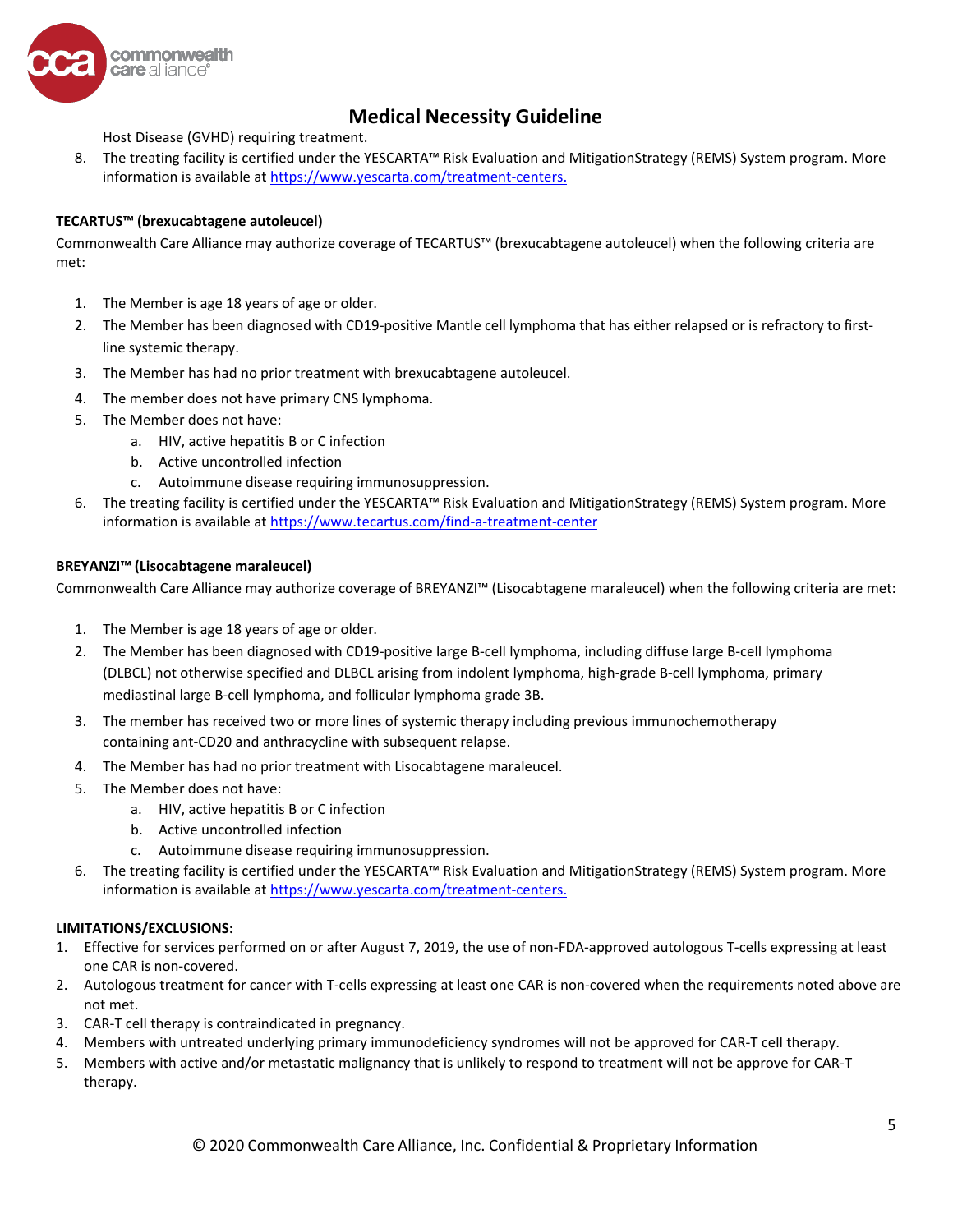Host Disease (GVHD) requiring treatment.

8. The treating facility is certified under the YESCARTA™ Risk Evaluation and MitigationStrategy (REMS) System program. More information is available at https://www.yescarta.com/treatment-centers.

**TECARTUS™ (brexucabtagene autoleucel)**

Commonwealth Care Alliance may authorize coverage of TECARTUS™ (brexucabtagene autoleucel) when the following criteria are met:

1. The Member is age 18 years of age or older.
2. The Member has been diagnosed with CD19-positive Mantle cell lymphoma that has either relapsed or is refractory to first-line systemic therapy.
3. The Member has had no prior treatment with brexucabtagene autoleucel.
4. The member does not have primary CNS lymphoma.
5. The Member does not have:
   a. HIV, active hepatitis B or C infection
   b. Active uncontrolled infection
   c. Autoimmune disease requiring immunosuppression.
6. The treating facility is certified under the YESCARTA™ Risk Evaluation and MitigationStrategy (REMS) System program. More information is available at https://www.tecartus.com/find-a-treatment-center

**BREYANZI™ (Lisocabtagene maraleucel)**

Commonwealth Care Alliance may authorize coverage of BREYANZI™ (Lisocabtagene maraleucel) when the following criteria are met:

1. The Member is age 18 years of age or older.
2. The Member has been diagnosed with CD19-positive large B-cell lymphoma, including diffuse large B-cell lymphoma (DLBCL) not otherwise specified and DLBCL arising from indolent lymphoma, high-grade B-cell lymphoma, primary mediastinal large B-cell lymphoma, and follicular lymphoma grade 3B.
3. The member has received two or more lines of systemic therapy including previous immunochemotherapy containing ant-CD20 and anthracycline with subsequent relapse.
4. The Member has had no prior treatment with Lisocabtagene maraleucel.
5. The Member does not have:
   a. HIV, active hepatitis B or C infection
   b. Active uncontrolled infection
   c. Autoimmune disease requiring immunosuppression.
6. The treating facility is certified under the YESCARTA™ Risk Evaluation and MitigationStrategy (REMS) System program. More information is available at https://www.yescarta.com/treatment-centers.

**LIMITATIONS/EXCLUSIONS:**

1. Effective for services performed on or after August 7, 2019, the use of non-FDA-approved autologous T-cells expressing at least one CAR is non-covered.
2. Autologous treatment for cancer with T-cells expressing at least one CAR is non-covered when the requirements noted above are not met.
3. CAR-T cell therapy is contraindicated in pregnancy.
4. Members with untreated underlying primary immunodeficiency syndromes will not be approved for CAR-T cell therapy.
5. Members with active and/or metastatic malignancy that is unlikely to respond to treatment will not be approve for CAR-T therapy.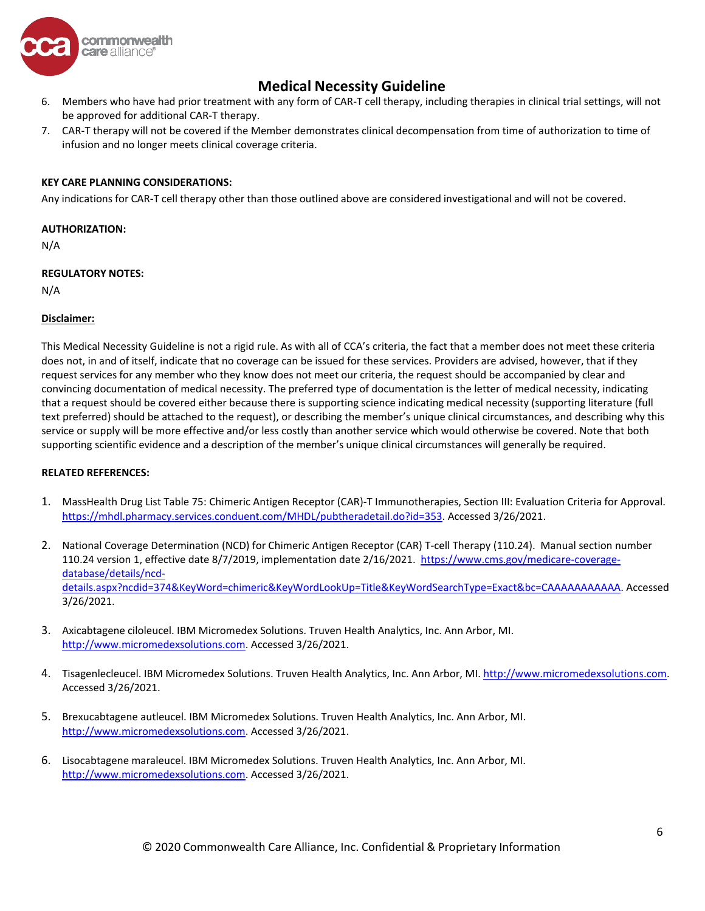6. Members who have had prior treatment with any form of CAR-T cell therapy, including therapies in clinical trial settings, will not be approved for additional CAR-T therapy.
7. CAR-T therapy will not be covered if the Member demonstrates clinical decompensation from time of authorization to time of infusion and no longer meets clinical coverage criteria.

**KEY CARE PLANNING CONSIDERATIONS:**

Any indications for CAR-T cell therapy other than those outlined above are considered investigational and will not be covered.

**AUTHORIZATION:**

N/A

**REGULATORY NOTES:**

N/A

**Disclaimer:**

This Medical Necessity Guideline is not a rigid rule. As with all of CCA's criteria, the fact that a member does not meet these criteria does not, in and of itself, indicate that no coverage can be issued for these services. Providers are advised, however, that if they request services for any member who they know does not meet our criteria, the request should be accompanied by clear and convincing documentation of medical necessity. The preferred type of documentation is the letter of medical necessity, indicating that a request should be covered either because there is supporting science indicating medical necessity (supporting literature (full text preferred) should be attached to the request), or describing the member's unique clinical circumstances, and describing why this service or supply will be more effective and/or less costly than another service which would otherwise be covered. Note that both supporting scientific evidence and a description of the member's unique clinical circumstances will generally be required.

**RELATED REFERENCES:**

1. MassHealth Drug List Table 75: Chimeric Antigen Receptor (CAR)-T Immunotherapies, Section III: Evaluation Criteria for Approval. https://mhdl.pharmacy.services.conduent.com/MHDL/pubtheradetail.do?id=353. Accessed 3/26/2021.

2. National Coverage Determination (NCD) for Chimeric Antigen Receptor (CAR) T-cell Therapy (110.24). Manual section number 110.24 version 1, effective date 8/7/2019, implementation date 2/16/2021. https://www.cms.gov/medicare-coverage-database/details/ncd-details.aspx?ncdid=374&KeyWord=chimeric&KeyWordLookUp=Title&KeyWordSearchType=Exact&bc=CAAAAAAAAAAA. Accessed 3/26/2021.

3. Axicabtagene ciloleucel. IBM Micromedex Solutions. Truven Health Analytics, Inc. Ann Arbor, MI. http://www.micromedexsolutions.com. Accessed 3/26/2021.

4. Tisagenlecleucel. IBM Micromedex Solutions. Truven Health Analytics, Inc. Ann Arbor, MI. http://www.micromedexsolutions.com. Accessed 3/26/2021.

5. Brexucabtagene autleucel. IBM Micromedex Solutions. Truven Health Analytics, Inc. Ann Arbor, MI. http://www.micromedexsolutions.com. Accessed 3/26/2021.

6. Lisocabtagene maraleucel. IBM Micromedex Solutions. Truven Health Analytics, Inc. Ann Arbor, MI. http://www.micromedexsolutions.com. Accessed 3/26/2021.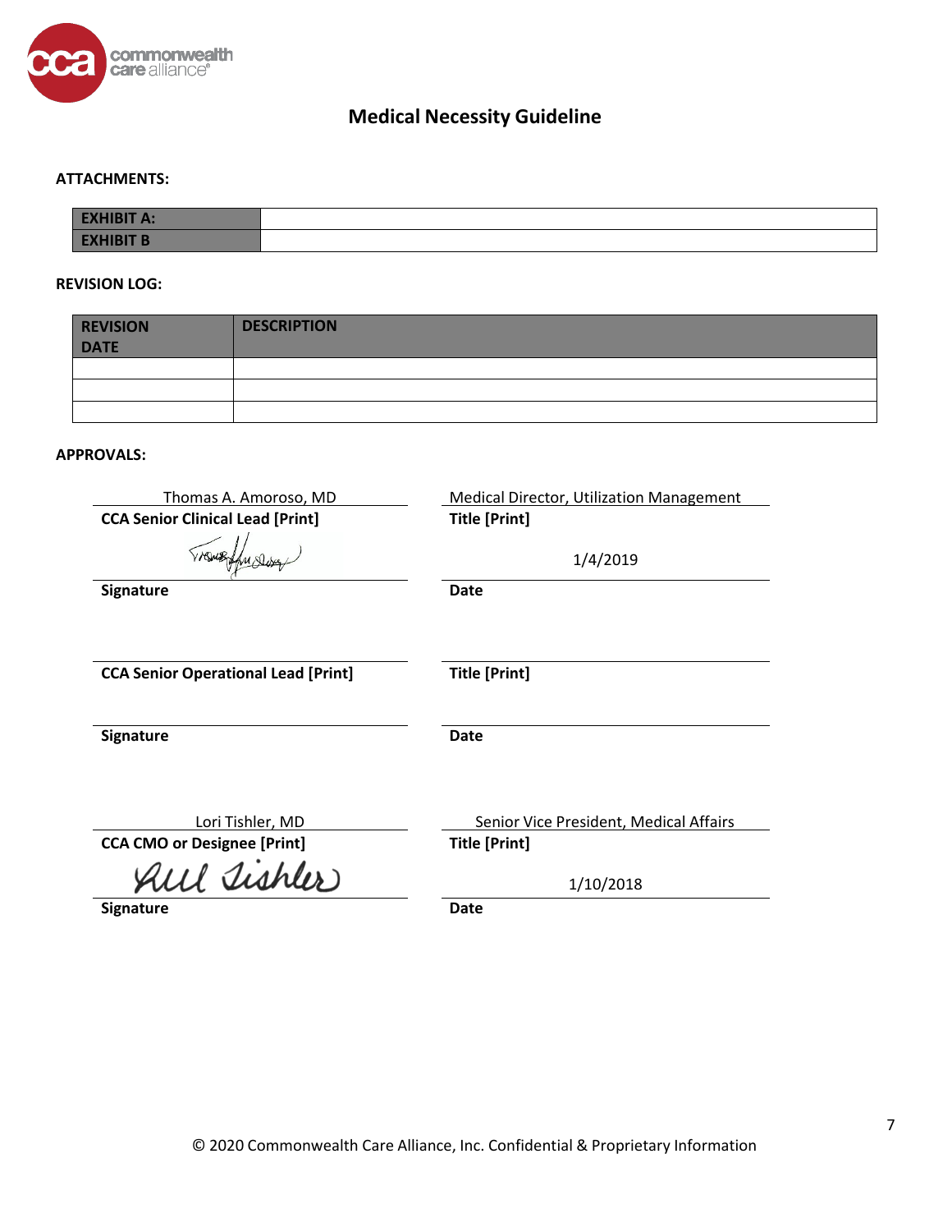**Medical Necessity Guideline**

**ATTACHMENTS:**

| | |
|---|---|
| **EXHIBIT A:** | |
| **EXHIBIT B** | |

**REVISION LOG:**

| REVISION DATE | DESCRIPTION |
|---|---|
| | |
| | |
| | |

**APPROVALS:**

Thomas A. Amoroso, MD
**CCA Senior Clinical Lead [Print]**

Medical Director, Utilization Management
**Title [Print]**

**Signature**

1/4/2019
**Date**

**CCA Senior Operational Lead [Print]**

**Title [Print]**

**Signature**

**Date**

Lori Tishler, MD
**CCA CMO or Designee [Print]**

Senior Vice President, Medical Affairs
**Title [Print]**

**Signature**

1/10/2018
**Date**

© 2020 Commonwealth Care Alliance, Inc. Confidential & Proprietary Information